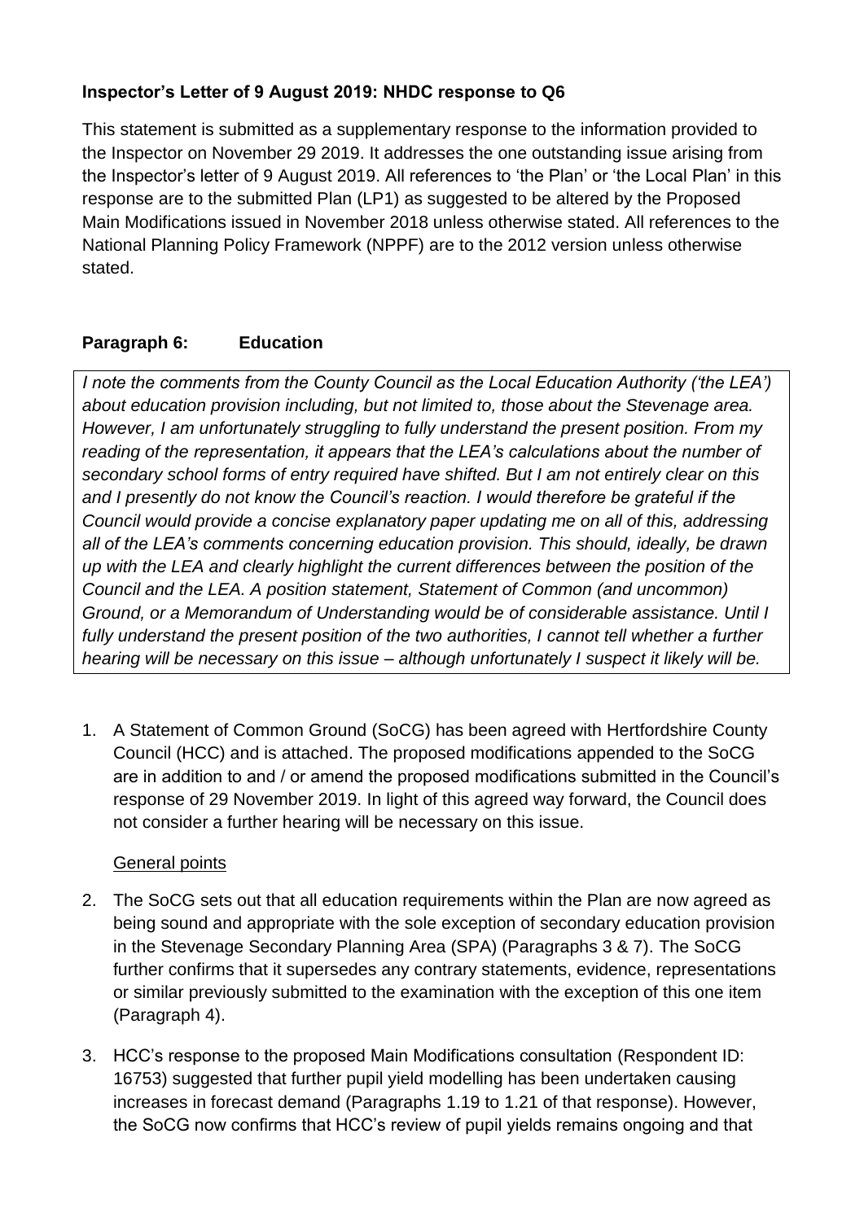**Inspector's Letter of 9 August 2019: NHDC response to Q6**

This statement is submitted as a supplementary response to the information provided to the Inspector on November 29 2019. It addresses the one outstanding issue arising from the Inspector's letter of 9 August 2019. All references to 'the Plan' or 'the Local Plan' in this response are to the submitted Plan (LP1) as suggested to be altered by the Proposed Main Modifications issued in November 2018 unless otherwise stated. All references to the National Planning Policy Framework (NPPF) are to the 2012 version unless otherwise stated.

**Paragraph 6: Education**

*I note the comments from the County Council as the Local Education Authority ('the LEA') about education provision including, but not limited to, those about the Stevenage area. However, I am unfortunately struggling to fully understand the present position. From my reading of the representation, it appears that the LEA's calculations about the number of secondary school forms of entry required have shifted. But I am not entirely clear on this and I presently do not know the Council's reaction. I would therefore be grateful if the Council would provide a concise explanatory paper updating me on all of this, addressing all of the LEA's comments concerning education provision. This should, ideally, be drawn up with the LEA and clearly highlight the current differences between the position of the Council and the LEA. A position statement, Statement of Common (and uncommon) Ground, or a Memorandum of Understanding would be of considerable assistance. Until I fully understand the present position of the two authorities, I cannot tell whether a further hearing will be necessary on this issue – although unfortunately I suspect it likely will be.*

1. A Statement of Common Ground (SoCG) has been agreed with Hertfordshire County Council (HCC) and is attached. The proposed modifications appended to the SoCG are in addition to and / or amend the proposed modifications submitted in the Council's response of 29 November 2019. In light of this agreed way forward, the Council does not consider a further hearing will be necessary on this issue.

<u>General points</u>

2. The SoCG sets out that all education requirements within the Plan are now agreed as being sound and appropriate with the sole exception of secondary education provision in the Stevenage Secondary Planning Area (SPA) (Paragraphs 3 & 7). The SoCG further confirms that it supersedes any contrary statements, evidence, representations or similar previously submitted to the examination with the exception of this one item (Paragraph 4).

3. HCC's response to the proposed Main Modifications consultation (Respondent ID: 16753) suggested that further pupil yield modelling has been undertaken causing increases in forecast demand (Paragraphs 1.19 to 1.21 of that response). However, the SoCG now confirms that HCC's review of pupil yields remains ongoing and that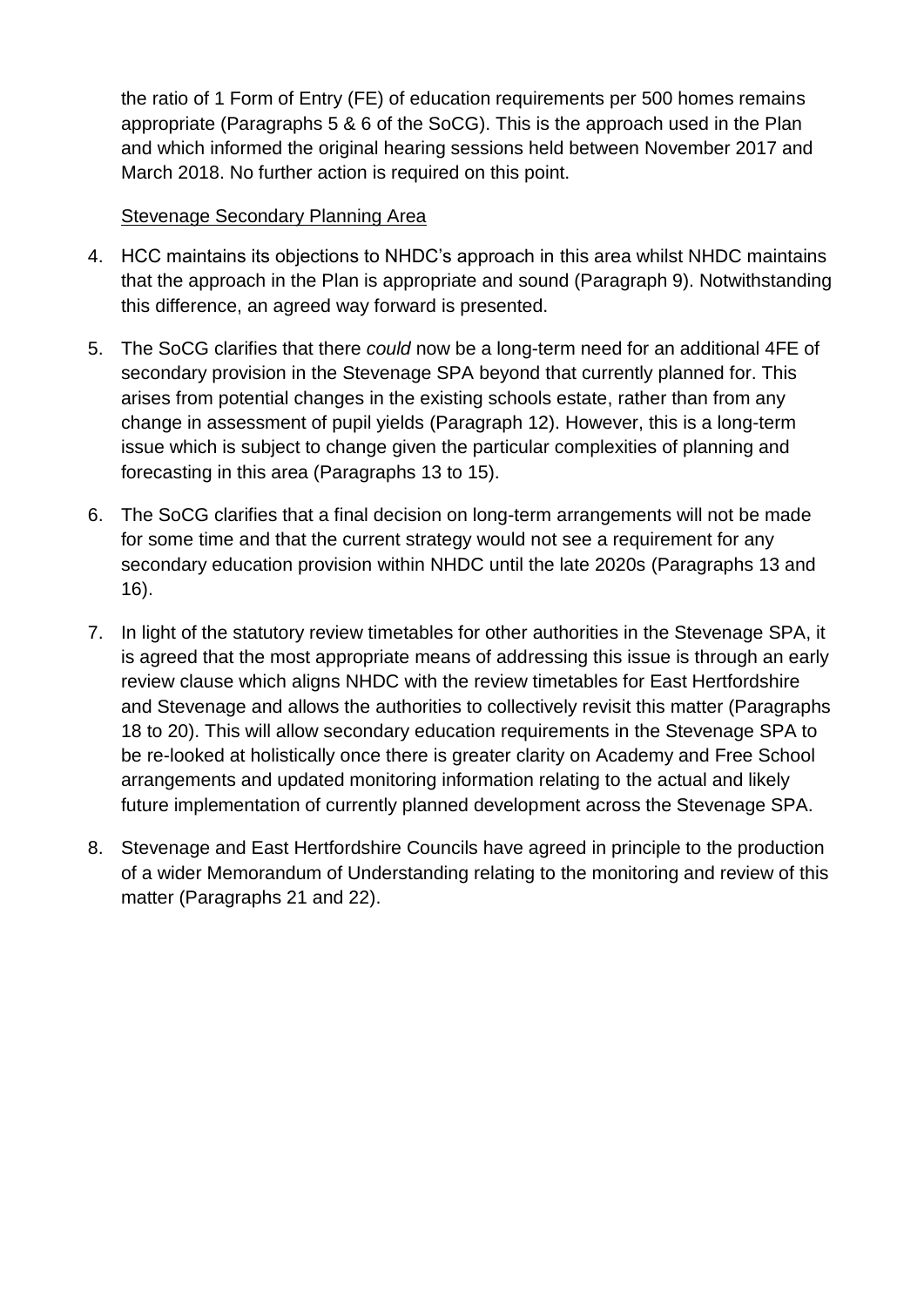the ratio of 1 Form of Entry (FE) of education requirements per 500 homes remains appropriate (Paragraphs 5 & 6 of the SoCG). This is the approach used in the Plan and which informed the original hearing sessions held between November 2017 and March 2018. No further action is required on this point.

Stevenage Secondary Planning Area

4. HCC maintains its objections to NHDC's approach in this area whilst NHDC maintains that the approach in the Plan is appropriate and sound (Paragraph 9). Notwithstanding this difference, an agreed way forward is presented.

5. The SoCG clarifies that there *could* now be a long-term need for an additional 4FE of secondary provision in the Stevenage SPA beyond that currently planned for. This arises from potential changes in the existing schools estate, rather than from any change in assessment of pupil yields (Paragraph 12). However, this is a long-term issue which is subject to change given the particular complexities of planning and forecasting in this area (Paragraphs 13 to 15).

6. The SoCG clarifies that a final decision on long-term arrangements will not be made for some time and that the current strategy would not see a requirement for any secondary education provision within NHDC until the late 2020s (Paragraphs 13 and 16).

7. In light of the statutory review timetables for other authorities in the Stevenage SPA, it is agreed that the most appropriate means of addressing this issue is through an early review clause which aligns NHDC with the review timetables for East Hertfordshire and Stevenage and allows the authorities to collectively revisit this matter (Paragraphs 18 to 20). This will allow secondary education requirements in the Stevenage SPA to be re-looked at holistically once there is greater clarity on Academy and Free School arrangements and updated monitoring information relating to the actual and likely future implementation of currently planned development across the Stevenage SPA.

8. Stevenage and East Hertfordshire Councils have agreed in principle to the production of a wider Memorandum of Understanding relating to the monitoring and review of this matter (Paragraphs 21 and 22).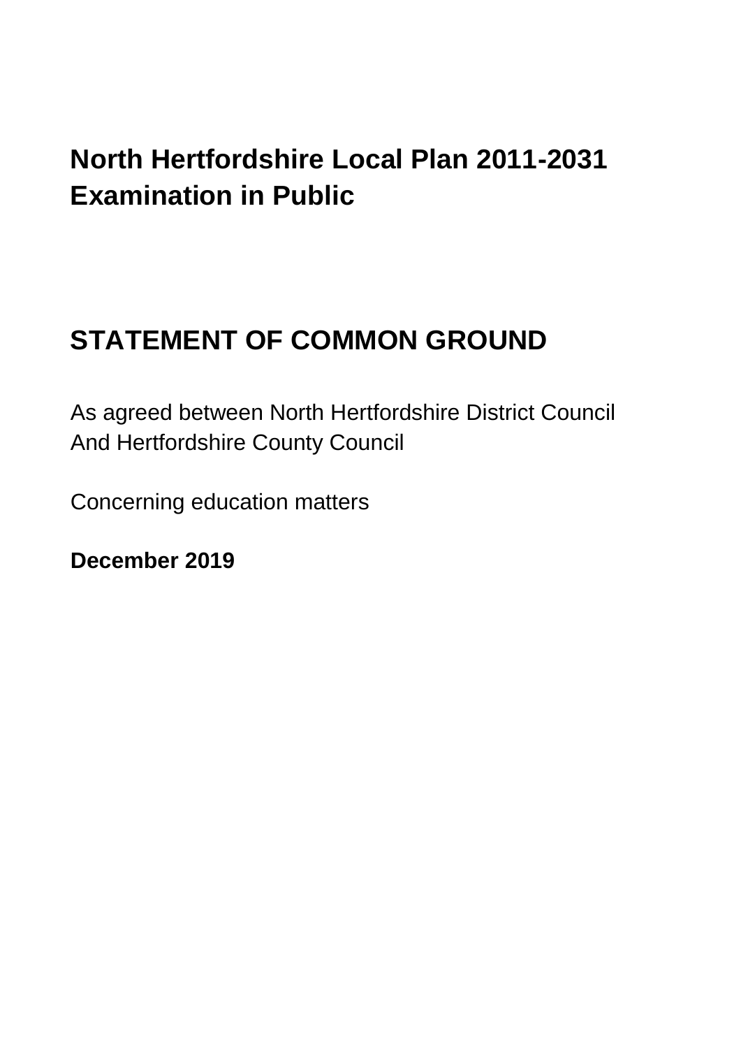# North Hertfordshire Local Plan 2011-2031 Examination in Public

# STATEMENT OF COMMON GROUND

As agreed between North Hertfordshire District Council
And Hertfordshire County Council

Concerning education matters

**December 2019**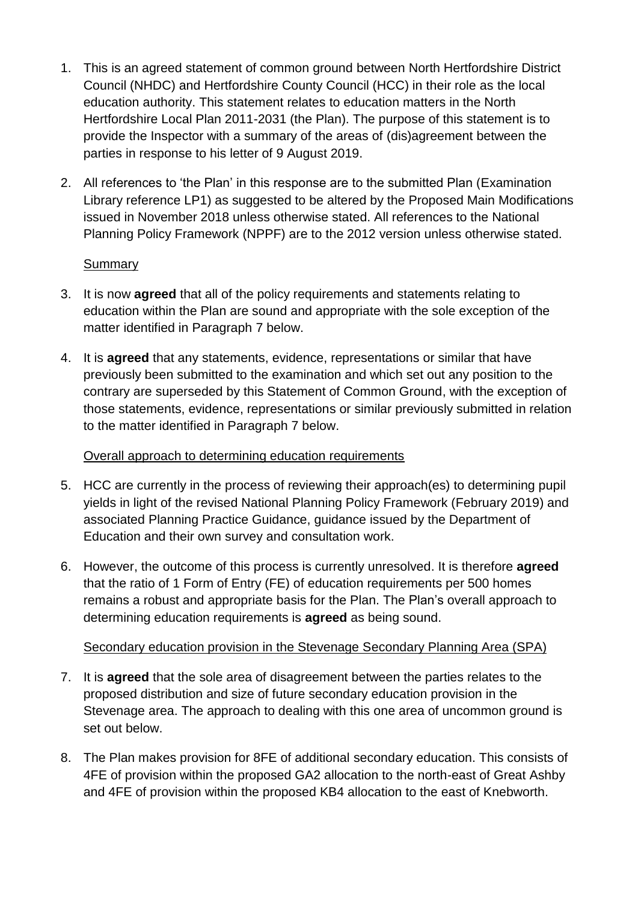1. This is an agreed statement of common ground between North Hertfordshire District Council (NHDC) and Hertfordshire County Council (HCC) in their role as the local education authority. This statement relates to education matters in the North Hertfordshire Local Plan 2011-2031 (the Plan). The purpose of this statement is to provide the Inspector with a summary of the areas of (dis)agreement between the parties in response to his letter of 9 August 2019.

2. All references to 'the Plan' in this response are to the submitted Plan (Examination Library reference LP1) as suggested to be altered by the Proposed Main Modifications issued in November 2018 unless otherwise stated. All references to the National Planning Policy Framework (NPPF) are to the 2012 version unless otherwise stated.

<u>Summary</u>

3. It is now **agreed** that all of the policy requirements and statements relating to education within the Plan are sound and appropriate with the sole exception of the matter identified in Paragraph 7 below.

4. It is **agreed** that any statements, evidence, representations or similar that have previously been submitted to the examination and which set out any position to the contrary are superseded by this Statement of Common Ground, with the exception of those statements, evidence, representations or similar previously submitted in relation to the matter identified in Paragraph 7 below.

<u>Overall approach to determining education requirements</u>

5. HCC are currently in the process of reviewing their approach(es) to determining pupil yields in light of the revised National Planning Policy Framework (February 2019) and associated Planning Practice Guidance, guidance issued by the Department of Education and their own survey and consultation work.

6. However, the outcome of this process is currently unresolved. It is therefore **agreed** that the ratio of 1 Form of Entry (FE) of education requirements per 500 homes remains a robust and appropriate basis for the Plan. The Plan's overall approach to determining education requirements is **agreed** as being sound.

<u>Secondary education provision in the Stevenage Secondary Planning Area (SPA)</u>

7. It is **agreed** that the sole area of disagreement between the parties relates to the proposed distribution and size of future secondary education provision in the Stevenage area. The approach to dealing with this one area of uncommon ground is set out below.

8. The Plan makes provision for 8FE of additional secondary education. This consists of 4FE of provision within the proposed GA2 allocation to the north-east of Great Ashby and 4FE of provision within the proposed KB4 allocation to the east of Knebworth.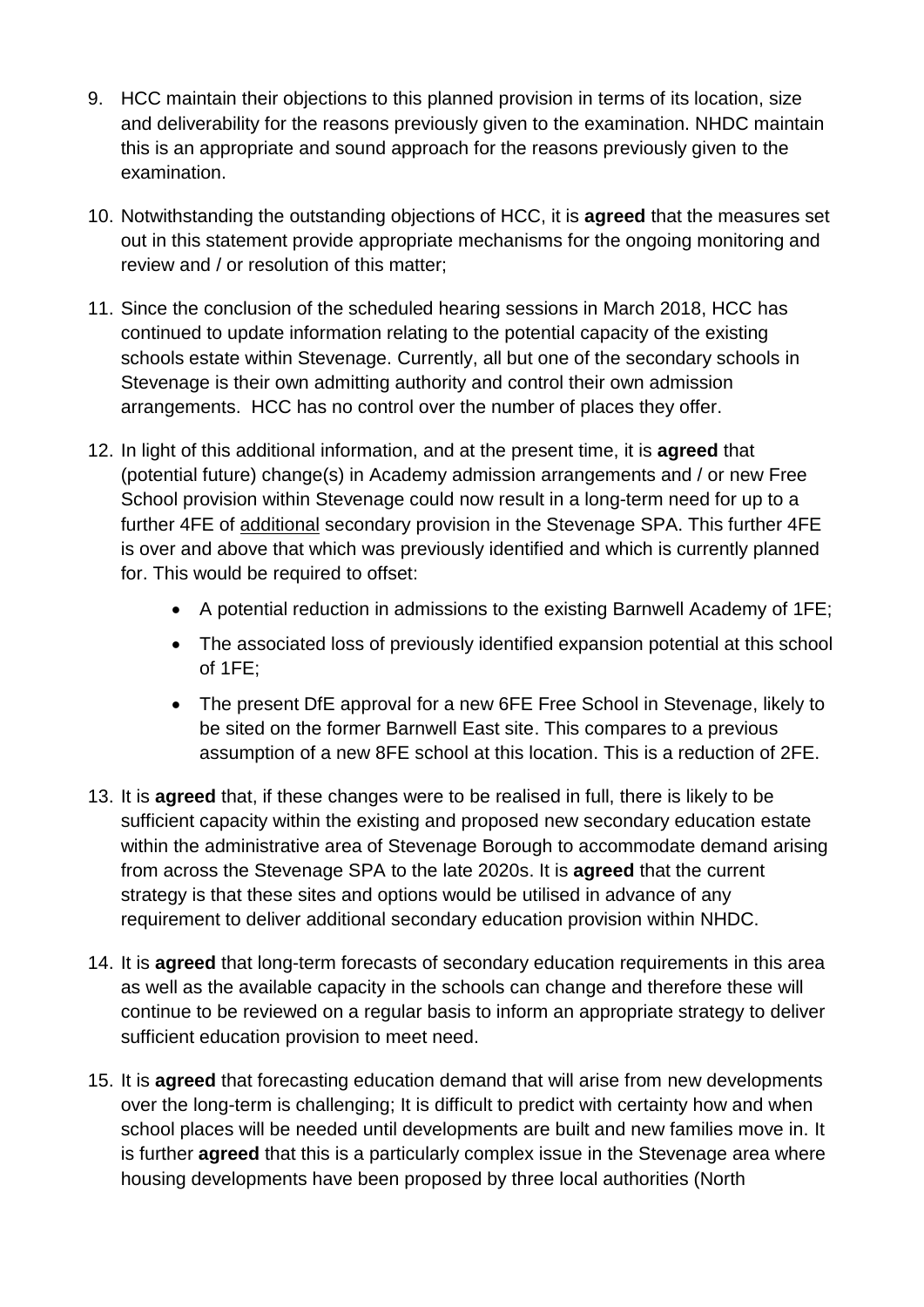9. HCC maintain their objections to this planned provision in terms of its location, size and deliverability for the reasons previously given to the examination. NHDC maintain this is an appropriate and sound approach for the reasons previously given to the examination.

10. Notwithstanding the outstanding objections of HCC, it is **agreed** that the measures set out in this statement provide appropriate mechanisms for the ongoing monitoring and review and / or resolution of this matter;

11. Since the conclusion of the scheduled hearing sessions in March 2018, HCC has continued to update information relating to the potential capacity of the existing schools estate within Stevenage. Currently, all but one of the secondary schools in Stevenage is their own admitting authority and control their own admission arrangements. HCC has no control over the number of places they offer.

12. In light of this additional information, and at the present time, it is **agreed** that (potential future) change(s) in Academy admission arrangements and / or new Free School provision within Stevenage could now result in a long-term need for up to a further 4FE of <u>additional</u> secondary provision in the Stevenage SPA. This further 4FE is over and above that which was previously identified and which is currently planned for. This would be required to offset:

    - A potential reduction in admissions to the existing Barnwell Academy of 1FE;
    - The associated loss of previously identified expansion potential at this school of 1FE;
    - The present DfE approval for a new 6FE Free School in Stevenage, likely to be sited on the former Barnwell East site. This compares to a previous assumption of a new 8FE school at this location. This is a reduction of 2FE.

13. It is **agreed** that, if these changes were to be realised in full, there is likely to be sufficient capacity within the existing and proposed new secondary education estate within the administrative area of Stevenage Borough to accommodate demand arising from across the Stevenage SPA to the late 2020s. It is **agreed** that the current strategy is that these sites and options would be utilised in advance of any requirement to deliver additional secondary education provision within NHDC.

14. It is **agreed** that long-term forecasts of secondary education requirements in this area as well as the available capacity in the schools can change and therefore these will continue to be reviewed on a regular basis to inform an appropriate strategy to deliver sufficient education provision to meet need.

15. It is **agreed** that forecasting education demand that will arise from new developments over the long-term is challenging; It is difficult to predict with certainty how and when school places will be needed until developments are built and new families move in. It is further **agreed** that this is a particularly complex issue in the Stevenage area where housing developments have been proposed by three local authorities (North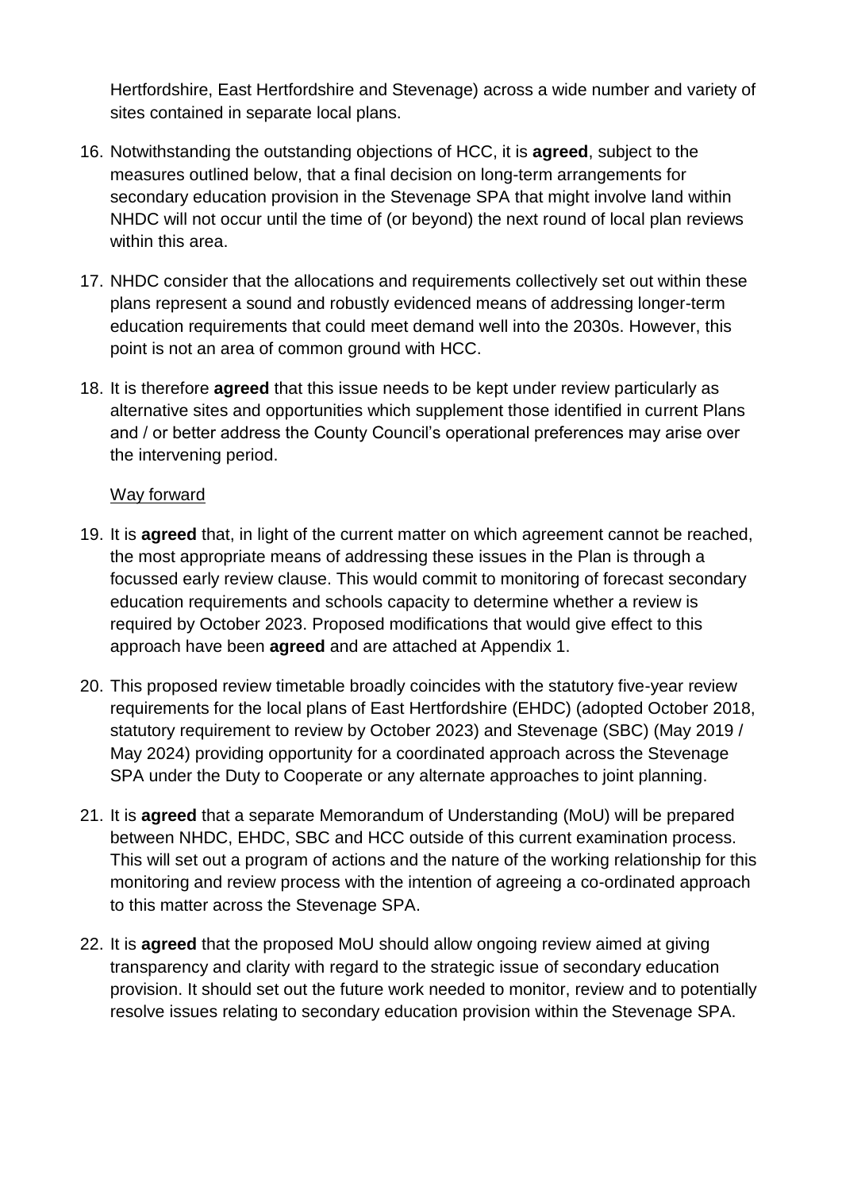Hertfordshire, East Hertfordshire and Stevenage) across a wide number and variety of sites contained in separate local plans.

16. Notwithstanding the outstanding objections of HCC, it is **agreed**, subject to the measures outlined below, that a final decision on long-term arrangements for secondary education provision in the Stevenage SPA that might involve land within NHDC will not occur until the time of (or beyond) the next round of local plan reviews within this area.

17. NHDC consider that the allocations and requirements collectively set out within these plans represent a sound and robustly evidenced means of addressing longer-term education requirements that could meet demand well into the 2030s. However, this point is not an area of common ground with HCC.

18. It is therefore **agreed** that this issue needs to be kept under review particularly as alternative sites and opportunities which supplement those identified in current Plans and / or better address the County Council's operational preferences may arise over the intervening period.

<u>Way forward</u>

19. It is **agreed** that, in light of the current matter on which agreement cannot be reached, the most appropriate means of addressing these issues in the Plan is through a focussed early review clause. This would commit to monitoring of forecast secondary education requirements and schools capacity to determine whether a review is required by October 2023. Proposed modifications that would give effect to this approach have been **agreed** and are attached at Appendix 1.

20. This proposed review timetable broadly coincides with the statutory five-year review requirements for the local plans of East Hertfordshire (EHDC) (adopted October 2018, statutory requirement to review by October 2023) and Stevenage (SBC) (May 2019 / May 2024) providing opportunity for a coordinated approach across the Stevenage SPA under the Duty to Cooperate or any alternate approaches to joint planning.

21. It is **agreed** that a separate Memorandum of Understanding (MoU) will be prepared between NHDC, EHDC, SBC and HCC outside of this current examination process. This will set out a program of actions and the nature of the working relationship for this monitoring and review process with the intention of agreeing a co-ordinated approach to this matter across the Stevenage SPA.

22. It is **agreed** that the proposed MoU should allow ongoing review aimed at giving transparency and clarity with regard to the strategic issue of secondary education provision. It should set out the future work needed to monitor, review and to potentially resolve issues relating to secondary education provision within the Stevenage SPA.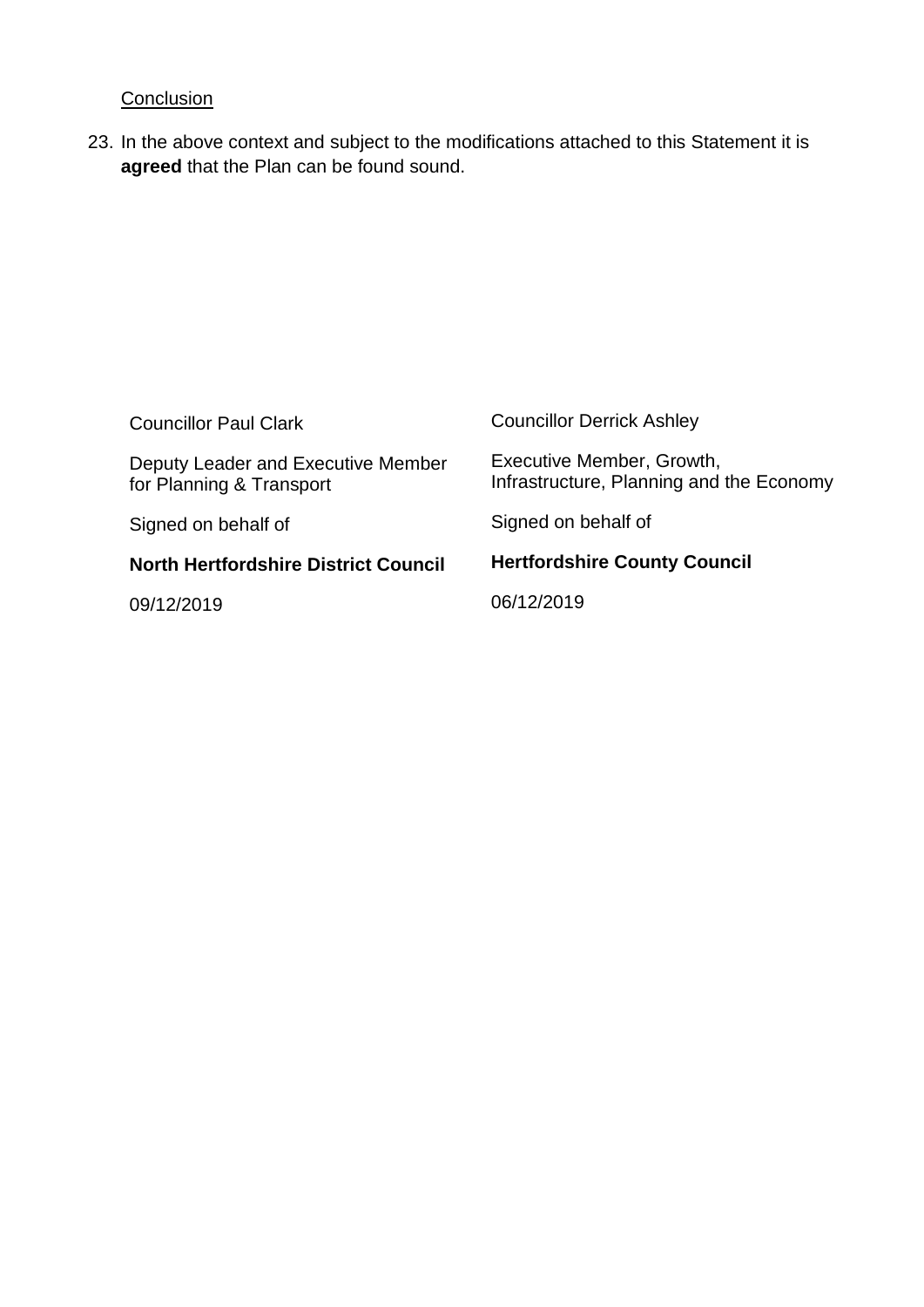Conclusion

23. In the above context and subject to the modifications attached to this Statement it is **agreed** that the Plan can be found sound.

| | |
|---|---|
| Councillor Paul Clark | Councillor Derrick Ashley |
| Deputy Leader and Executive Member for Planning & Transport | Executive Member, Growth, Infrastructure, Planning and the Economy |
| Signed on behalf of | Signed on behalf of |
| **North Hertfordshire District Council** | **Hertfordshire County Council** |
| 09/12/2019 | 06/12/2019 |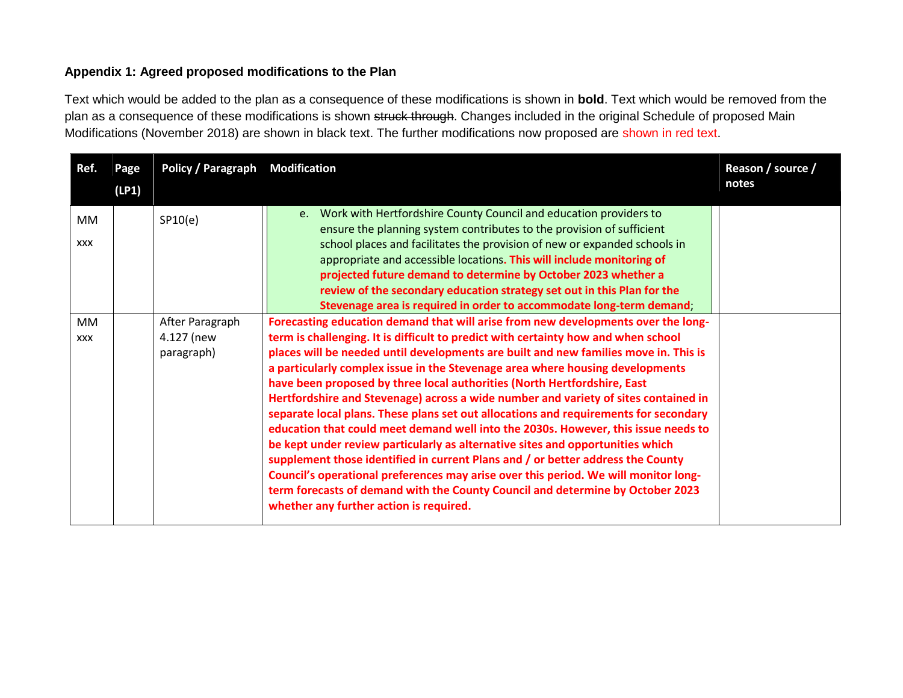**Appendix 1: Agreed proposed modifications to the Plan**

Text which would be added to the plan as a consequence of these modifications is shown in **bold**. Text which would be removed from the plan as a consequence of these modifications is shown ~~struck through~~. Changes included in the original Schedule of proposed Main Modifications (November 2018) are shown in black text. The further modifications now proposed are shown in red text.

| Ref. | Page (LP1) | Policy / Paragraph | Modification | Reason / source / notes |
|---|---|---|---|---|
| MM xxx | | SP10(e) | e. Work with Hertfordshire County Council and education providers to ensure the planning system contributes to the provision of sufficient school places and facilitates the provision of new or expanded schools in appropriate and accessible locations. **This will include monitoring of projected future demand to determine by October 2023 whether a review of the secondary education strategy set out in this Plan for the Stevenage area is required in order to accommodate long-term demand**; | |
| MM xxx | | After Paragraph 4.127 (new paragraph) | **Forecasting education demand that will arise from new developments over the long-term is challenging. It is difficult to predict with certainty how and when school places will be needed until developments are built and new families move in. This is a particularly complex issue in the Stevenage area where housing developments have been proposed by three local authorities (North Hertfordshire, East Hertfordshire and Stevenage) across a wide number and variety of sites contained in separate local plans. These plans set out allocations and requirements for secondary education that could meet demand well into the 2030s. However, this issue needs to be kept under review particularly as alternative sites and opportunities which supplement those identified in current Plans and / or better address the County Council's operational preferences may arise over this period. We will monitor long-term forecasts of demand with the County Council and determine by October 2023 whether any further action is required.** | |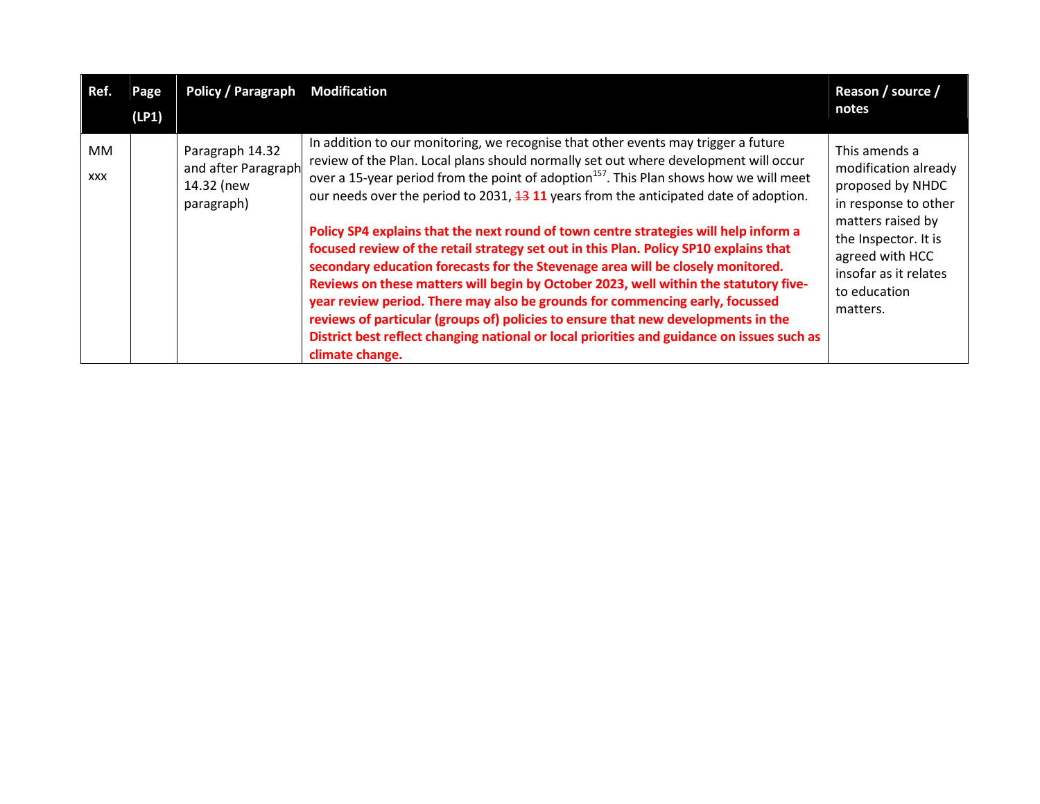| Ref. | Page (LP1) | Policy / Paragraph | Modification | Reason / source / notes |
|---|---|---|---|---|
| MM xxx | | Paragraph 14.32 and after Paragraph 14.32 (new paragraph) | In addition to our monitoring, we recognise that other events may trigger a future review of the Plan. Local plans should normally set out where development will occur over a 15-year period from the point of adoption[157]. This Plan shows how we will meet our needs over the period to 2031, ~~13~~ **11** years from the anticipated date of adoption.<br><br>**Policy SP4 explains that the next round of town centre strategies will help inform a focused review of the retail strategy set out in this Plan. Policy SP10 explains that secondary education forecasts for the Stevenage area will be closely monitored. Reviews on these matters will begin by October 2023, well within the statutory five-year review period. There may also be grounds for commencing early, focussed reviews of particular (groups of) policies to ensure that new developments in the District best reflect changing national or local priorities and guidance on issues such as climate change.** | This amends a modification already proposed by NHDC in response to other matters raised by the Inspector. It is agreed with HCC insofar as it relates to education matters. |